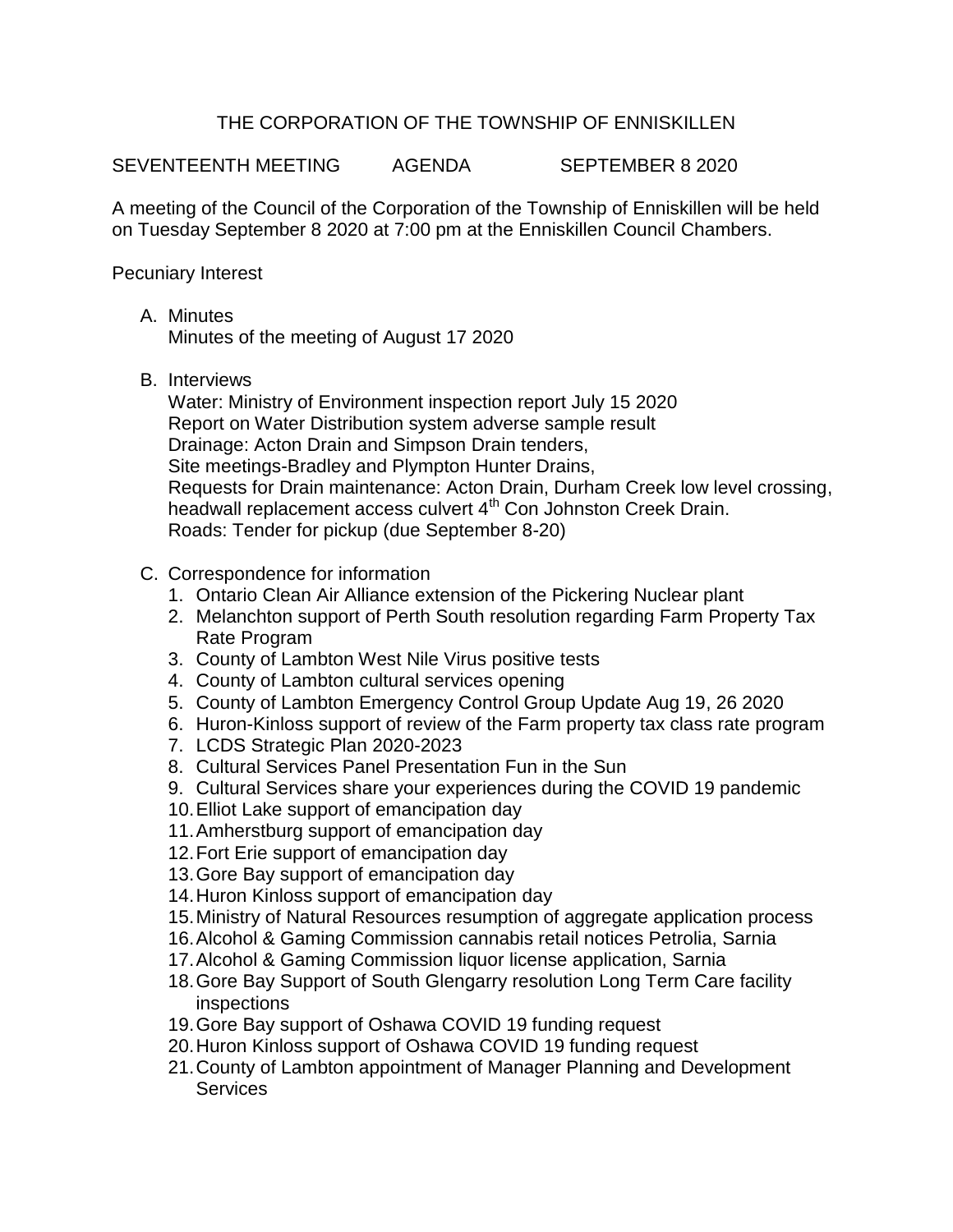# THE CORPORATION OF THE TOWNSHIP OF ENNISKILLEN

SEVENTEENTH MEETING AGENDA SEPTEMBER 8 2020

A meeting of the Council of the Corporation of the Township of Enniskillen will be held on Tuesday September 8 2020 at 7:00 pm at the Enniskillen Council Chambers.

Pecuniary Interest

A. Minutes
   Minutes of the meeting of August 17 2020

B. Interviews
   Water: Ministry of Environment inspection report July 15 2020
   Report on Water Distribution system adverse sample result
   Drainage: Acton Drain and Simpson Drain tenders,
   Site meetings-Bradley and Plympton Hunter Drains,
   Requests for Drain maintenance: Acton Drain, Durham Creek low level crossing, headwall replacement access culvert 4th Con Johnston Creek Drain.
   Roads: Tender for pickup (due September 8-20)

C. Correspondence for information
   1. Ontario Clean Air Alliance extension of the Pickering Nuclear plant
   2. Melanchton support of Perth South resolution regarding Farm Property Tax Rate Program
   3. County of Lambton West Nile Virus positive tests
   4. County of Lambton cultural services opening
   5. County of Lambton Emergency Control Group Update Aug 19, 26 2020
   6. Huron-Kinloss support of review of the Farm property tax class rate program
   7. LCDS Strategic Plan 2020-2023
   8. Cultural Services Panel Presentation Fun in the Sun
   9. Cultural Services share your experiences during the COVID 19 pandemic
   10. Elliot Lake support of emancipation day
   11. Amherstburg support of emancipation day
   12. Fort Erie support of emancipation day
   13. Gore Bay support of emancipation day
   14. Huron Kinloss support of emancipation day
   15. Ministry of Natural Resources resumption of aggregate application process
   16. Alcohol & Gaming Commission cannabis retail notices Petrolia, Sarnia
   17. Alcohol & Gaming Commission liquor license application, Sarnia
   18. Gore Bay Support of South Glengarry resolution Long Term Care facility inspections
   19. Gore Bay support of Oshawa COVID 19 funding request
   20. Huron Kinloss support of Oshawa COVID 19 funding request
   21. County of Lambton appointment of Manager Planning and Development Services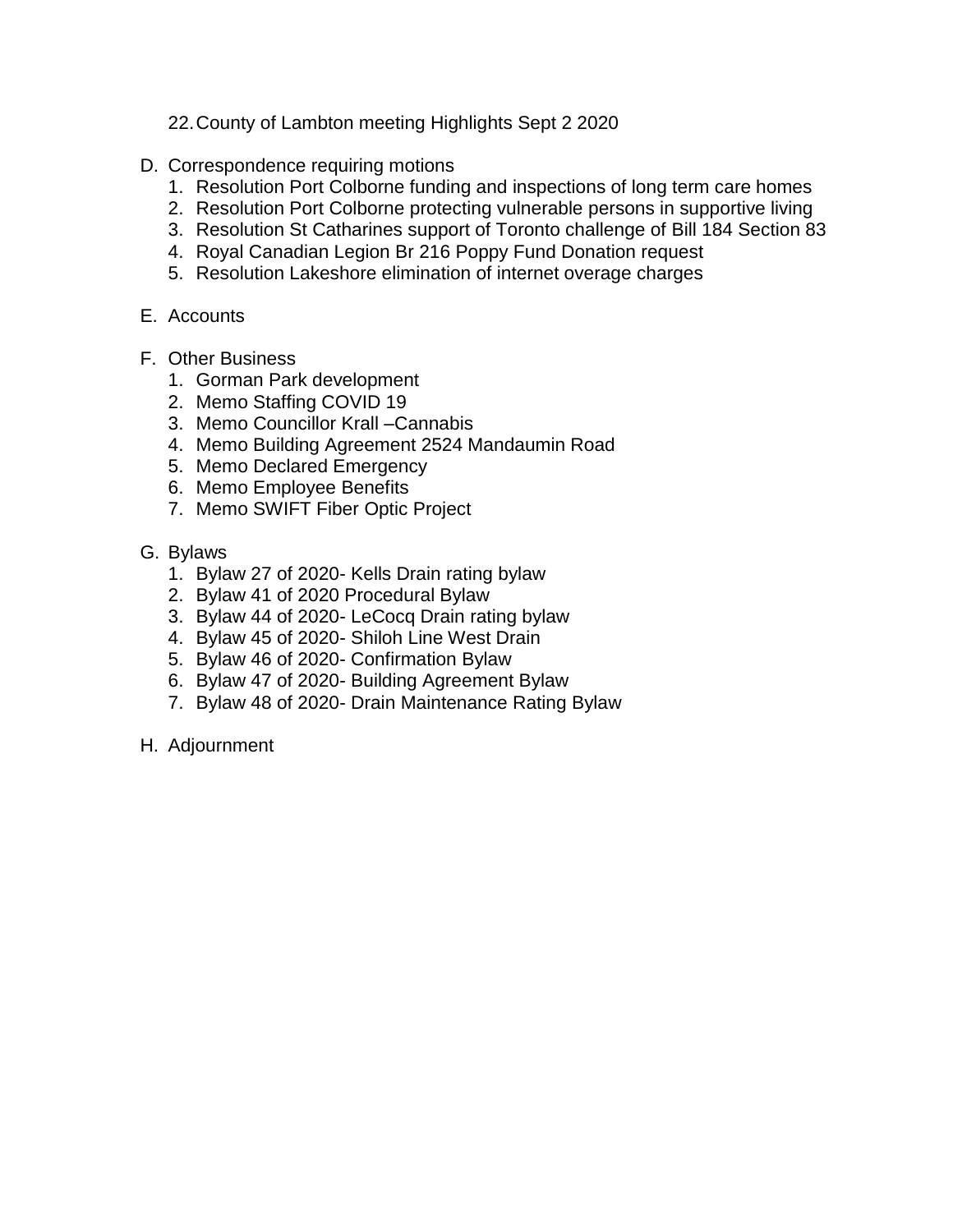22. County of Lambton meeting Highlights Sept 2 2020

D. Correspondence requiring motions
   1. Resolution Port Colborne funding and inspections of long term care homes
   2. Resolution Port Colborne protecting vulnerable persons in supportive living
   3. Resolution St Catharines support of Toronto challenge of Bill 184 Section 83
   4. Royal Canadian Legion Br 216 Poppy Fund Donation request
   5. Resolution Lakeshore elimination of internet overage charges

E. Accounts

F. Other Business
   1. Gorman Park development
   2. Memo Staffing COVID 19
   3. Memo Councillor Krall –Cannabis
   4. Memo Building Agreement 2524 Mandaumin Road
   5. Memo Declared Emergency
   6. Memo Employee Benefits
   7. Memo SWIFT Fiber Optic Project

G. Bylaws
   1. Bylaw 27 of 2020- Kells Drain rating bylaw
   2. Bylaw 41 of 2020 Procedural Bylaw
   3. Bylaw 44 of 2020- LeCocq Drain rating bylaw
   4. Bylaw 45 of 2020- Shiloh Line West Drain
   5. Bylaw 46 of 2020- Confirmation Bylaw
   6. Bylaw 47 of 2020- Building Agreement Bylaw
   7. Bylaw 48 of 2020- Drain Maintenance Rating Bylaw

H. Adjournment